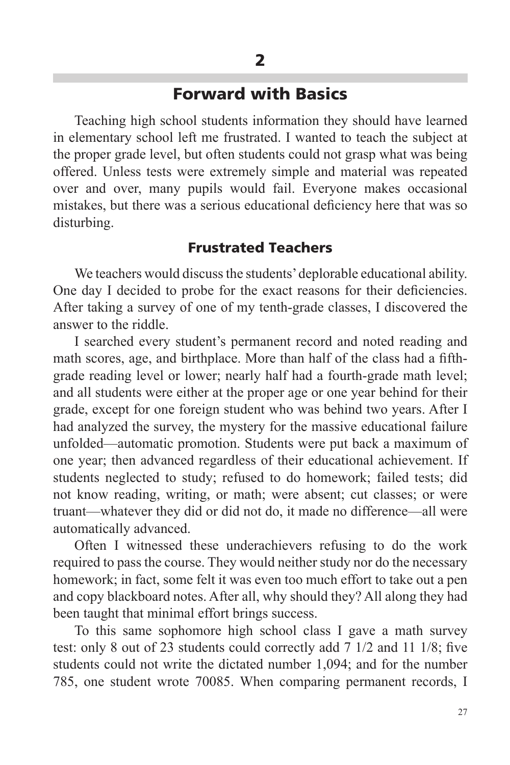# 2

## Forward with Basics

Teaching high school students information they should have learned in elementary school left me frustrated. I wanted to teach the subject at the proper grade level, but often students could not grasp what was being offered. Unless tests were extremely simple and material was repeated over and over, many pupils would fail. Everyone makes occasional mistakes, but there was a serious educational deficiency here that was so disturbing.

### Frustrated Teachers

We teachers would discuss the students' deplorable educational ability. One day I decided to probe for the exact reasons for their deficiencies. After taking a survey of one of my tenth-grade classes, I discovered the answer to the riddle.

I searched every student's permanent record and noted reading and math scores, age, and birthplace. More than half of the class had a fifth-grade reading level or lower; nearly half had a fourth-grade math level; and all students were either at the proper age or one year behind for their grade, except for one foreign student who was behind two years. After I had analyzed the survey, the mystery for the massive educational failure unfolded—automatic promotion. Students were put back a maximum of one year; then advanced regardless of their educational achievement. If students neglected to study; refused to do homework; failed tests; did not know reading, writing, or math; were absent; cut classes; or were truant—whatever they did or did not do, it made no difference—all were automatically advanced.

Often I witnessed these underachievers refusing to do the work required to pass the course. They would neither study nor do the necessary homework; in fact, some felt it was even too much effort to take out a pen and copy blackboard notes. After all, why should they? All along they had been taught that minimal effort brings success.

To this same sophomore high school class I gave a math survey test: only 8 out of 23 students could correctly add 7 1/2 and 11 1/8; five students could not write the dictated number 1,094; and for the number 785, one student wrote 70085. When comparing permanent records, I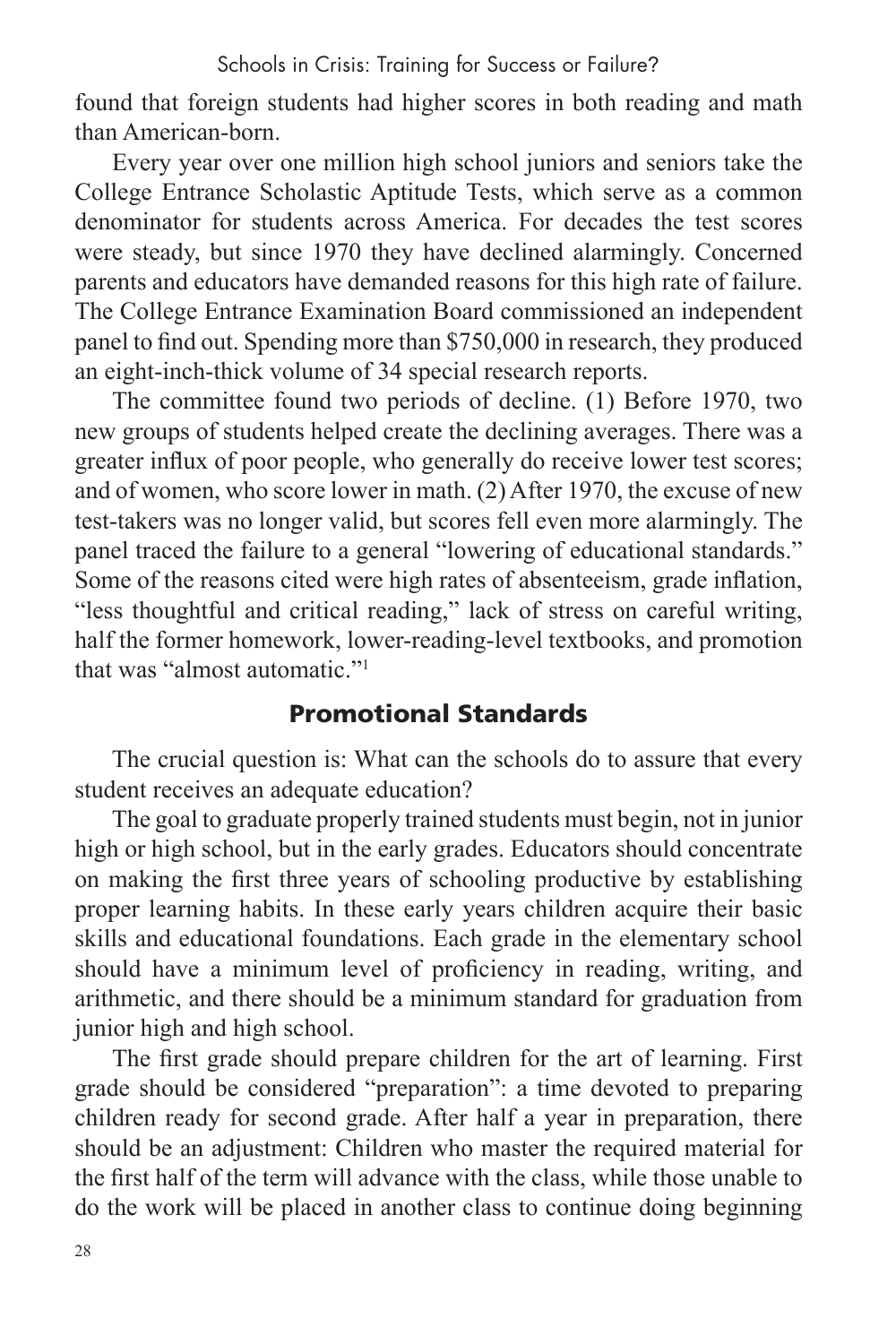found that foreign students had higher scores in both reading and math than American-born.

Every year over one million high school juniors and seniors take the College Entrance Scholastic Aptitude Tests, which serve as a common denominator for students across America. For decades the test scores were steady, but since 1970 they have declined alarmingly. Concerned parents and educators have demanded reasons for this high rate of failure. The College Entrance Examination Board commissioned an independent panel to find out. Spending more than $750,000 in research, they produced an eight-inch-thick volume of 34 special research reports.

The committee found two periods of decline. (1) Before 1970, two new groups of students helped create the declining averages. There was a greater influx of poor people, who generally do receive lower test scores; and of women, who score lower in math. (2) After 1970, the excuse of new test-takers was no longer valid, but scores fell even more alarmingly. The panel traced the failure to a general "lowering of educational standards." Some of the reasons cited were high rates of absenteeism, grade inflation, "less thoughtful and critical reading," lack of stress on careful writing, half the former homework, lower-reading-level textbooks, and promotion that was "almost automatic."[1]

## Promotional Standards

The crucial question is: What can the schools do to assure that every student receives an adequate education?

The goal to graduate properly trained students must begin, not in junior high or high school, but in the early grades. Educators should concentrate on making the first three years of schooling productive by establishing proper learning habits. In these early years children acquire their basic skills and educational foundations. Each grade in the elementary school should have a minimum level of proficiency in reading, writing, and arithmetic, and there should be a minimum standard for graduation from junior high and high school.

The first grade should prepare children for the art of learning. First grade should be considered "preparation": a time devoted to preparing children ready for second grade. After half a year in preparation, there should be an adjustment: Children who master the required material for the first half of the term will advance with the class, while those unable to do the work will be placed in another class to continue doing beginning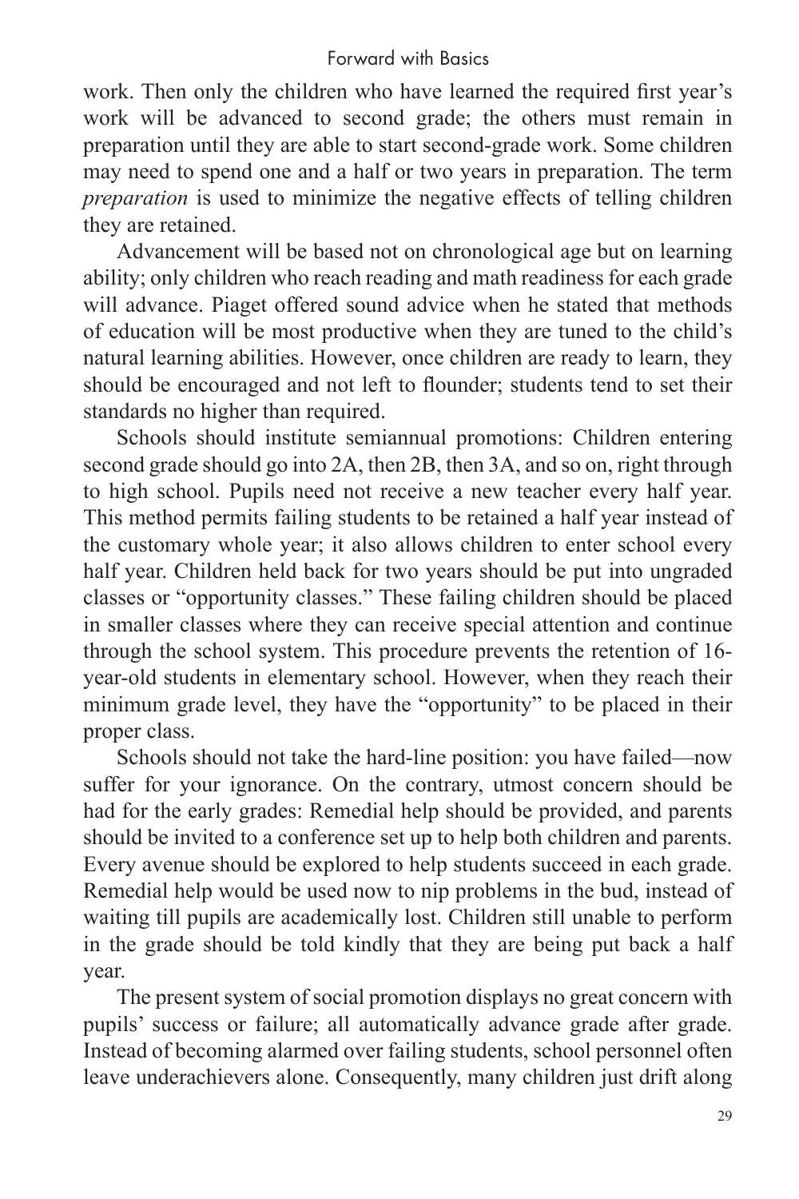work. Then only the children who have learned the required first year's work will be advanced to second grade; the others must remain in preparation until they are able to start second-grade work. Some children may need to spend one and a half or two years in preparation. The term *preparation* is used to minimize the negative effects of telling children they are retained.

Advancement will be based not on chronological age but on learning ability; only children who reach reading and math readiness for each grade will advance. Piaget offered sound advice when he stated that methods of education will be most productive when they are tuned to the child's natural learning abilities. However, once children are ready to learn, they should be encouraged and not left to flounder; students tend to set their standards no higher than required.

Schools should institute semiannual promotions: Children entering second grade should go into 2A, then 2B, then 3A, and so on, right through to high school. Pupils need not receive a new teacher every half year. This method permits failing students to be retained a half year instead of the customary whole year; it also allows children to enter school every half year. Children held back for two years should be put into ungraded classes or "opportunity classes." These failing children should be placed in smaller classes where they can receive special attention and continue through the school system. This procedure prevents the retention of 16-year-old students in elementary school. However, when they reach their minimum grade level, they have the "opportunity" to be placed in their proper class.

Schools should not take the hard-line position: you have failed—now suffer for your ignorance. On the contrary, utmost concern should be had for the early grades: Remedial help should be provided, and parents should be invited to a conference set up to help both children and parents. Every avenue should be explored to help students succeed in each grade. Remedial help would be used now to nip problems in the bud, instead of waiting till pupils are academically lost. Children still unable to perform in the grade should be told kindly that they are being put back a half year.

The present system of social promotion displays no great concern with pupils' success or failure; all automatically advance grade after grade. Instead of becoming alarmed over failing students, school personnel often leave underachievers alone. Consequently, many children just drift along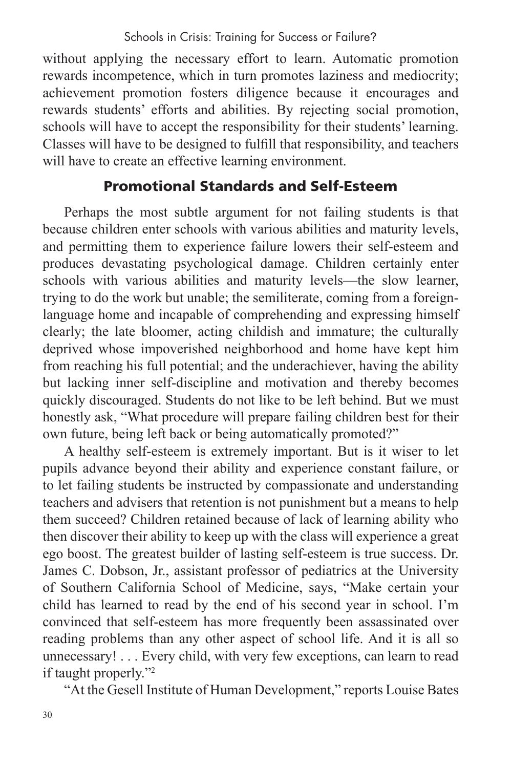without applying the necessary effort to learn. Automatic promotion rewards incompetence, which in turn promotes laziness and mediocrity; achievement promotion fosters diligence because it encourages and rewards students' efforts and abilities. By rejecting social promotion, schools will have to accept the responsibility for their students' learning. Classes will have to be designed to fulfill that responsibility, and teachers will have to create an effective learning environment.

## Promotional Standards and Self-Esteem

Perhaps the most subtle argument for not failing students is that because children enter schools with various abilities and maturity levels, and permitting them to experience failure lowers their self-esteem and produces devastating psychological damage. Children certainly enter schools with various abilities and maturity levels—the slow learner, trying to do the work but unable; the semiliterate, coming from a foreign-language home and incapable of comprehending and expressing himself clearly; the late bloomer, acting childish and immature; the culturally deprived whose impoverished neighborhood and home have kept him from reaching his full potential; and the underachiever, having the ability but lacking inner self-discipline and motivation and thereby becomes quickly discouraged. Students do not like to be left behind. But we must honestly ask, "What procedure will prepare failing children best for their own future, being left back or being automatically promoted?"

A healthy self-esteem is extremely important. But is it wiser to let pupils advance beyond their ability and experience constant failure, or to let failing students be instructed by compassionate and understanding teachers and advisers that retention is not punishment but a means to help them succeed? Children retained because of lack of learning ability who then discover their ability to keep up with the class will experience a great ego boost. The greatest builder of lasting self-esteem is true success. Dr. James C. Dobson, Jr., assistant professor of pediatrics at the University of Southern California School of Medicine, says, "Make certain your child has learned to read by the end of his second year in school. I'm convinced that self-esteem has more frequently been assassinated over reading problems than any other aspect of school life. And it is all so unnecessary! . . . Every child, with very few exceptions, can learn to read if taught properly."[2]

"At the Gesell Institute of Human Development," reports Louise Bates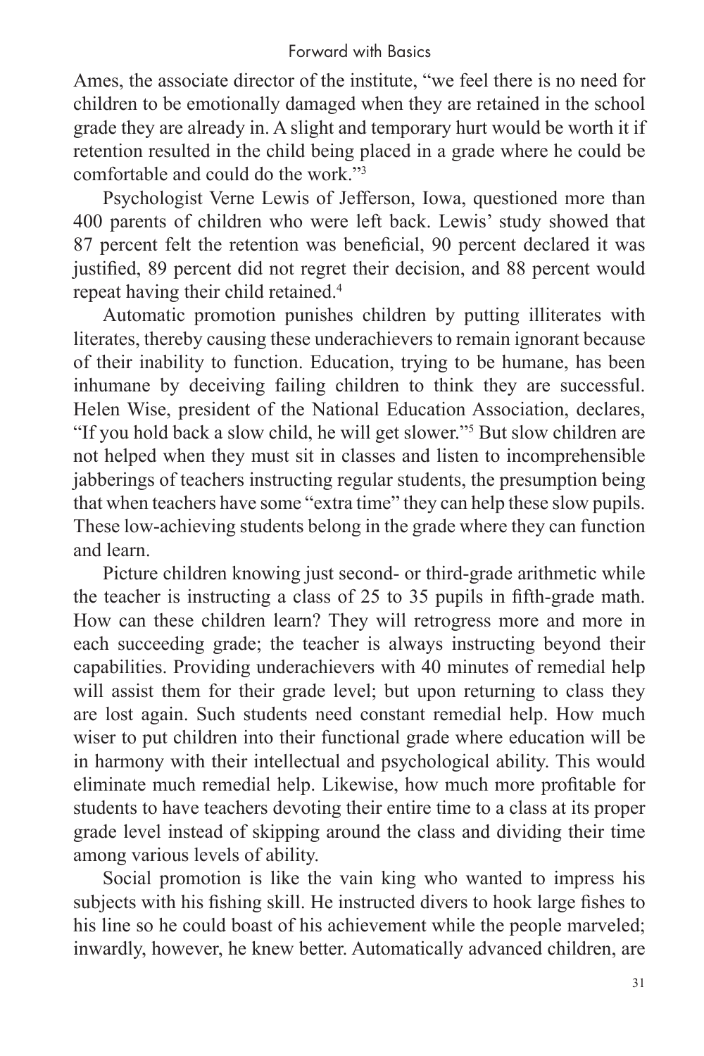Ames, the associate director of the institute, "we feel there is no need for children to be emotionally damaged when they are retained in the school grade they are already in. A slight and temporary hurt would be worth it if retention resulted in the child being placed in a grade where he could be comfortable and could do the work."[3]

Psychologist Verne Lewis of Jefferson, Iowa, questioned more than 400 parents of children who were left back. Lewis' study showed that 87 percent felt the retention was beneficial, 90 percent declared it was justified, 89 percent did not regret their decision, and 88 percent would repeat having their child retained.[4]

Automatic promotion punishes children by putting illiterates with literates, thereby causing these underachievers to remain ignorant because of their inability to function. Education, trying to be humane, has been inhumane by deceiving failing children to think they are successful. Helen Wise, president of the National Education Association, declares, "If you hold back a slow child, he will get slower."[5] But slow children are not helped when they must sit in classes and listen to incomprehensible jabberings of teachers instructing regular students, the presumption being that when teachers have some "extra time" they can help these slow pupils. These low-achieving students belong in the grade where they can function and learn.

Picture children knowing just second- or third-grade arithmetic while the teacher is instructing a class of 25 to 35 pupils in fifth-grade math. How can these children learn? They will retrogress more and more in each succeeding grade; the teacher is always instructing beyond their capabilities. Providing underachievers with 40 minutes of remedial help will assist them for their grade level; but upon returning to class they are lost again. Such students need constant remedial help. How much wiser to put children into their functional grade where education will be in harmony with their intellectual and psychological ability. This would eliminate much remedial help. Likewise, how much more profitable for students to have teachers devoting their entire time to a class at its proper grade level instead of skipping around the class and dividing their time among various levels of ability.

Social promotion is like the vain king who wanted to impress his subjects with his fishing skill. He instructed divers to hook large fishes to his line so he could boast of his achievement while the people marveled; inwardly, however, he knew better. Automatically advanced children, are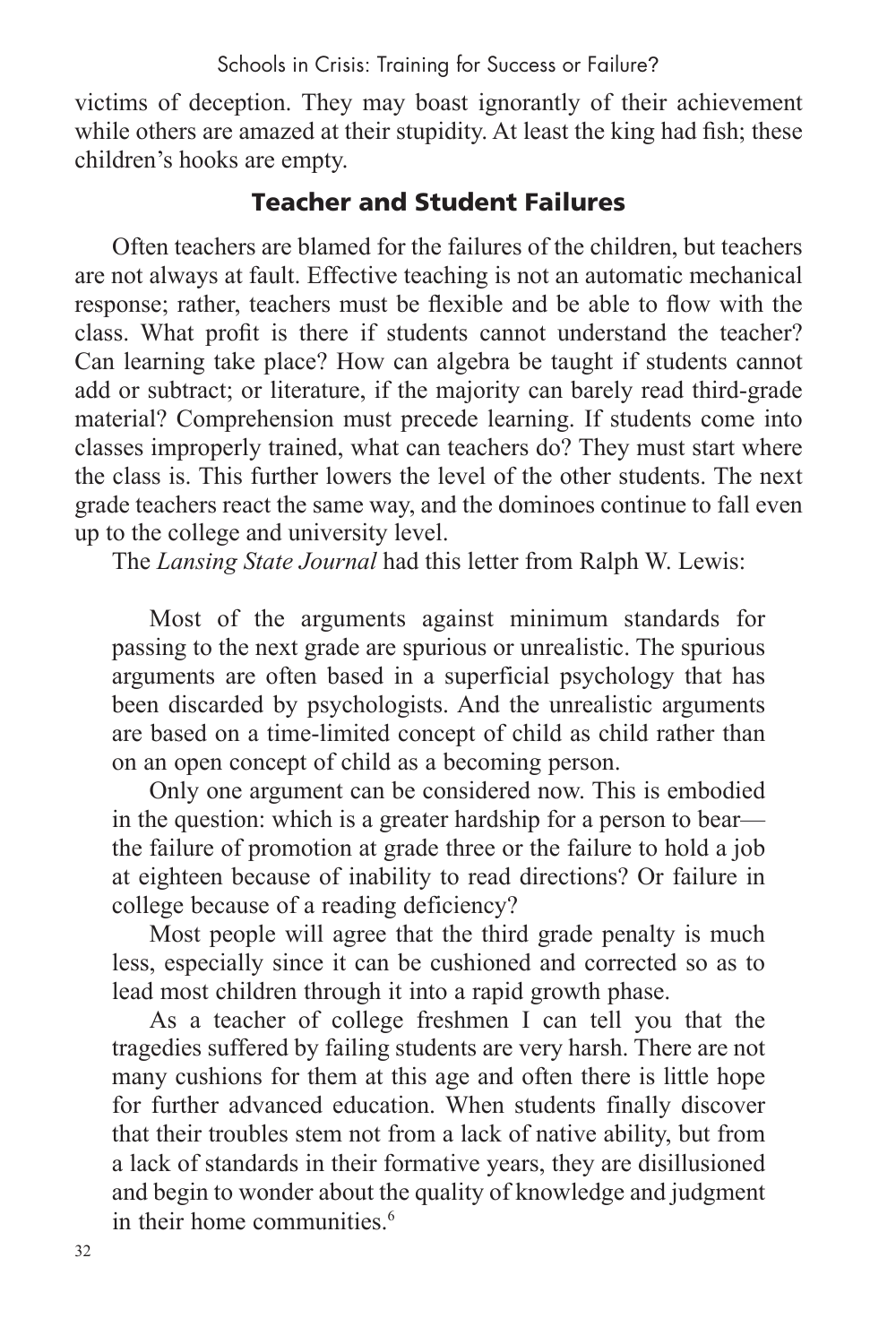victims of deception. They may boast ignorantly of their achievement while others are amazed at their stupidity. At least the king had fish; these children's hooks are empty.

## Teacher and Student Failures

Often teachers are blamed for the failures of the children, but teachers are not always at fault. Effective teaching is not an automatic mechanical response; rather, teachers must be flexible and be able to flow with the class. What profit is there if students cannot understand the teacher? Can learning take place? How can algebra be taught if students cannot add or subtract; or literature, if the majority can barely read third-grade material? Comprehension must precede learning. If students come into classes improperly trained, what can teachers do? They must start where the class is. This further lowers the level of the other students. The next grade teachers react the same way, and the dominoes continue to fall even up to the college and university level.

The *Lansing State Journal* had this letter from Ralph W. Lewis:

> Most of the arguments against minimum standards for passing to the next grade are spurious or unrealistic. The spurious arguments are often based in a superficial psychology that has been discarded by psychologists. And the unrealistic arguments are based on a time-limited concept of child as child rather than on an open concept of child as a becoming person.
>
> Only one argument can be considered now. This is embodied in the question: which is a greater hardship for a person to bear—the failure of promotion at grade three or the failure to hold a job at eighteen because of inability to read directions? Or failure in college because of a reading deficiency?
>
> Most people will agree that the third grade penalty is much less, especially since it can be cushioned and corrected so as to lead most children through it into a rapid growth phase.
>
> As a teacher of college freshmen I can tell you that the tragedies suffered by failing students are very harsh. There are not many cushions for them at this age and often there is little hope for further advanced education. When students finally discover that their troubles stem not from a lack of native ability, but from a lack of standards in their formative years, they are disillusioned and begin to wonder about the quality of knowledge and judgment in their home communities.[6]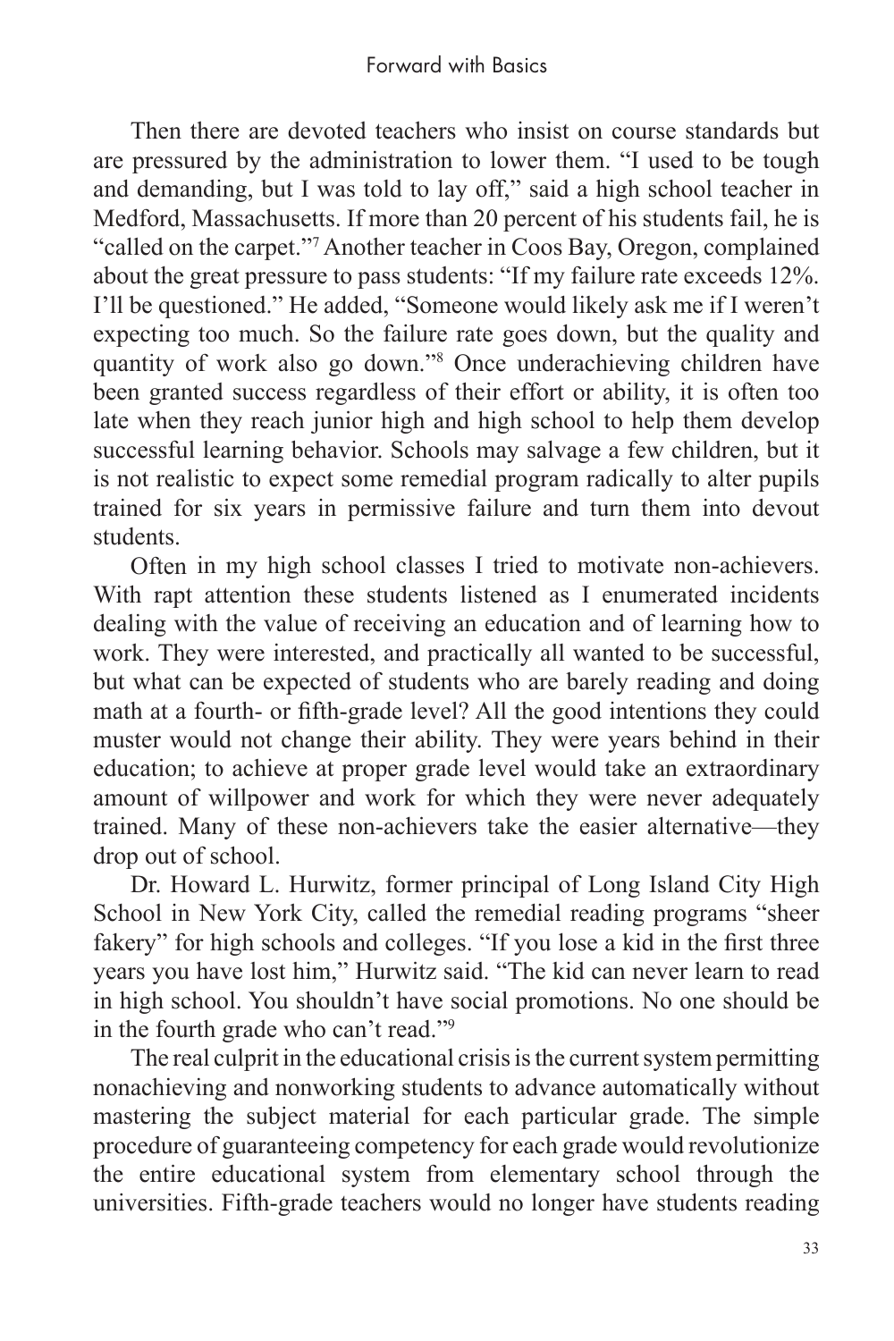Then there are devoted teachers who insist on course standards but are pressured by the administration to lower them. "I used to be tough and demanding, but I was told to lay off," said a high school teacher in Medford, Massachusetts. If more than 20 percent of his students fail, he is "called on the carpet."[7] Another teacher in Coos Bay, Oregon, complained about the great pressure to pass students: "If my failure rate exceeds 12%. I'll be questioned." He added, "Someone would likely ask me if I weren't expecting too much. So the failure rate goes down, but the quality and quantity of work also go down."[8] Once underachieving children have been granted success regardless of their effort or ability, it is often too late when they reach junior high and high school to help them develop successful learning behavior. Schools may salvage a few children, but it is not realistic to expect some remedial program radically to alter pupils trained for six years in permissive failure and turn them into devout students.

Often in my high school classes I tried to motivate non-achievers. With rapt attention these students listened as I enumerated incidents dealing with the value of receiving an education and of learning how to work. They were interested, and practically all wanted to be successful, but what can be expected of students who are barely reading and doing math at a fourth- or fifth-grade level? All the good intentions they could muster would not change their ability. They were years behind in their education; to achieve at proper grade level would take an extraordinary amount of willpower and work for which they were never adequately trained. Many of these non-achievers take the easier alternative—they drop out of school.

Dr. Howard L. Hurwitz, former principal of Long Island City High School in New York City, called the remedial reading programs "sheer fakery" for high schools and colleges. "If you lose a kid in the first three years you have lost him," Hurwitz said. "The kid can never learn to read in high school. You shouldn't have social promotions. No one should be in the fourth grade who can't read."[9]

The real culprit in the educational crisis is the current system permitting nonachieving and nonworking students to advance automatically without mastering the subject material for each particular grade. The simple procedure of guaranteeing competency for each grade would revolutionize the entire educational system from elementary school through the universities. Fifth-grade teachers would no longer have students reading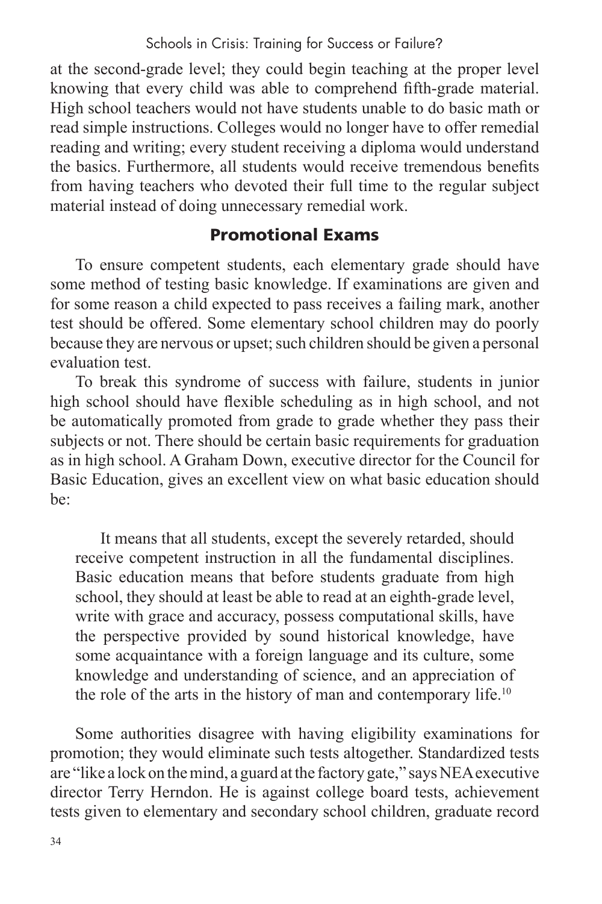at the second-grade level; they could begin teaching at the proper level knowing that every child was able to comprehend fifth-grade material. High school teachers would not have students unable to do basic math or read simple instructions. Colleges would no longer have to offer remedial reading and writing; every student receiving a diploma would understand the basics. Furthermore, all students would receive tremendous benefits from having teachers who devoted their full time to the regular subject material instead of doing unnecessary remedial work.

## Promotional Exams

To ensure competent students, each elementary grade should have some method of testing basic knowledge. If examinations are given and for some reason a child expected to pass receives a failing mark, another test should be offered. Some elementary school children may do poorly because they are nervous or upset; such children should be given a personal evaluation test.

To break this syndrome of success with failure, students in junior high school should have flexible scheduling as in high school, and not be automatically promoted from grade to grade whether they pass their subjects or not. There should be certain basic requirements for graduation as in high school. A Graham Down, executive director for the Council for Basic Education, gives an excellent view on what basic education should be:

> It means that all students, except the severely retarded, should receive competent instruction in all the fundamental disciplines. Basic education means that before students graduate from high school, they should at least be able to read at an eighth-grade level, write with grace and accuracy, possess computational skills, have the perspective provided by sound historical knowledge, have some acquaintance with a foreign language and its culture, some knowledge and understanding of science, and an appreciation of the role of the arts in the history of man and contemporary life.[10]

Some authorities disagree with having eligibility examinations for promotion; they would eliminate such tests altogether. Standardized tests are "like a lock on the mind, a guard at the factory gate," says NEA executive director Terry Herndon. He is against college board tests, achievement tests given to elementary and secondary school children, graduate record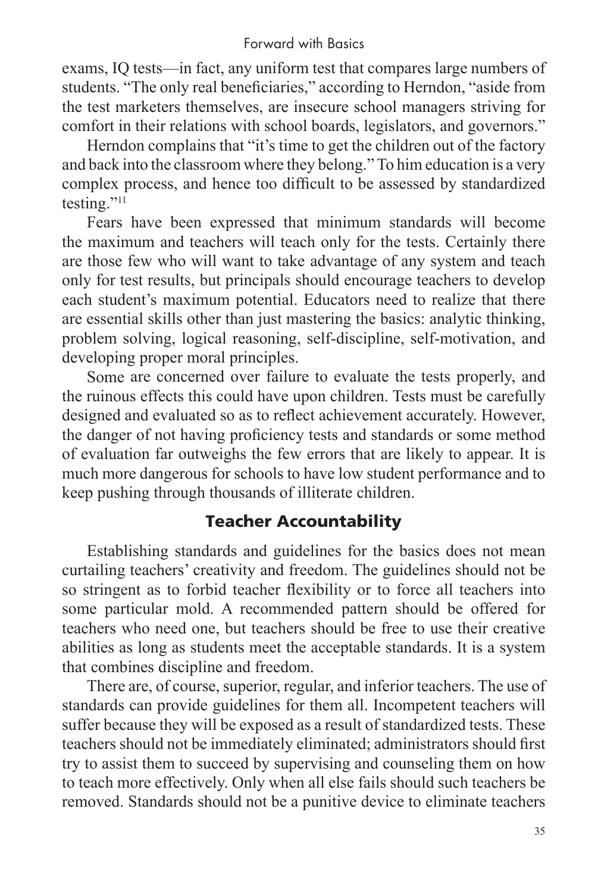exams, IQ tests—in fact, any uniform test that compares large numbers of students. "The only real beneficiaries," according to Herndon, "aside from the test marketers themselves, are insecure school managers striving for comfort in their relations with school boards, legislators, and governors."

Herndon complains that "it's time to get the children out of the factory and back into the classroom where they belong." To him education is a very complex process, and hence too difficult to be assessed by standardized testing."[11]

Fears have been expressed that minimum standards will become the maximum and teachers will teach only for the tests. Certainly there are those few who will want to take advantage of any system and teach only for test results, but principals should encourage teachers to develop each student's maximum potential. Educators need to realize that there are essential skills other than just mastering the basics: analytic thinking, problem solving, logical reasoning, self-discipline, self-motivation, and developing proper moral principles.

Some are concerned over failure to evaluate the tests properly, and the ruinous effects this could have upon children. Tests must be carefully designed and evaluated so as to reflect achievement accurately. However, the danger of not having proficiency tests and standards or some method of evaluation far outweighs the few errors that are likely to appear. It is much more dangerous for schools to have low student performance and to keep pushing through thousands of illiterate children.

## Teacher Accountability

Establishing standards and guidelines for the basics does not mean curtailing teachers' creativity and freedom. The guidelines should not be so stringent as to forbid teacher flexibility or to force all teachers into some particular mold. A recommended pattern should be offered for teachers who need one, but teachers should be free to use their creative abilities as long as students meet the acceptable standards. It is a system that combines discipline and freedom.

There are, of course, superior, regular, and inferior teachers. The use of standards can provide guidelines for them all. Incompetent teachers will suffer because they will be exposed as a result of standardized tests. These teachers should not be immediately eliminated; administrators should first try to assist them to succeed by supervising and counseling them on how to teach more effectively. Only when all else fails should such teachers be removed. Standards should not be a punitive device to eliminate teachers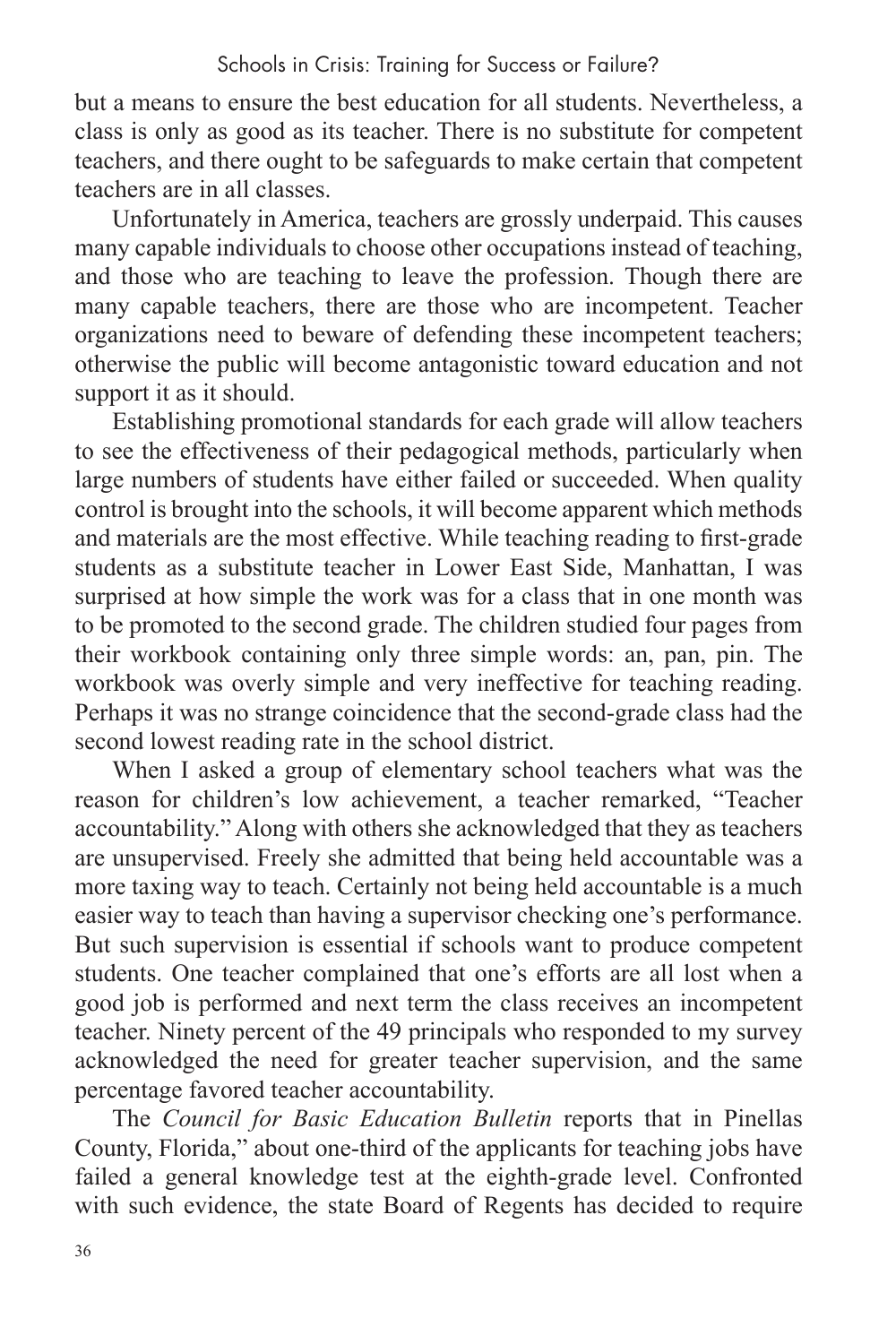but a means to ensure the best education for all students. Nevertheless, a class is only as good as its teacher. There is no substitute for competent teachers, and there ought to be safeguards to make certain that competent teachers are in all classes.

Unfortunately in America, teachers are grossly underpaid. This causes many capable individuals to choose other occupations instead of teaching, and those who are teaching to leave the profession. Though there are many capable teachers, there are those who are incompetent. Teacher organizations need to beware of defending these incompetent teachers; otherwise the public will become antagonistic toward education and not support it as it should.

Establishing promotional standards for each grade will allow teachers to see the effectiveness of their pedagogical methods, particularly when large numbers of students have either failed or succeeded. When quality control is brought into the schools, it will become apparent which methods and materials are the most effective. While teaching reading to first-grade students as a substitute teacher in Lower East Side, Manhattan, I was surprised at how simple the work was for a class that in one month was to be promoted to the second grade. The children studied four pages from their workbook containing only three simple words: an, pan, pin. The workbook was overly simple and very ineffective for teaching reading. Perhaps it was no strange coincidence that the second-grade class had the second lowest reading rate in the school district.

When I asked a group of elementary school teachers what was the reason for children's low achievement, a teacher remarked, "Teacher accountability." Along with others she acknowledged that they as teachers are unsupervised. Freely she admitted that being held accountable was a more taxing way to teach. Certainly not being held accountable is a much easier way to teach than having a supervisor checking one's performance. But such supervision is essential if schools want to produce competent students. One teacher complained that one's efforts are all lost when a good job is performed and next term the class receives an incompetent teacher. Ninety percent of the 49 principals who responded to my survey acknowledged the need for greater teacher supervision, and the same percentage favored teacher accountability.

The *Council for Basic Education Bulletin* reports that in Pinellas County, Florida," about one-third of the applicants for teaching jobs have failed a general knowledge test at the eighth-grade level. Confronted with such evidence, the state Board of Regents has decided to require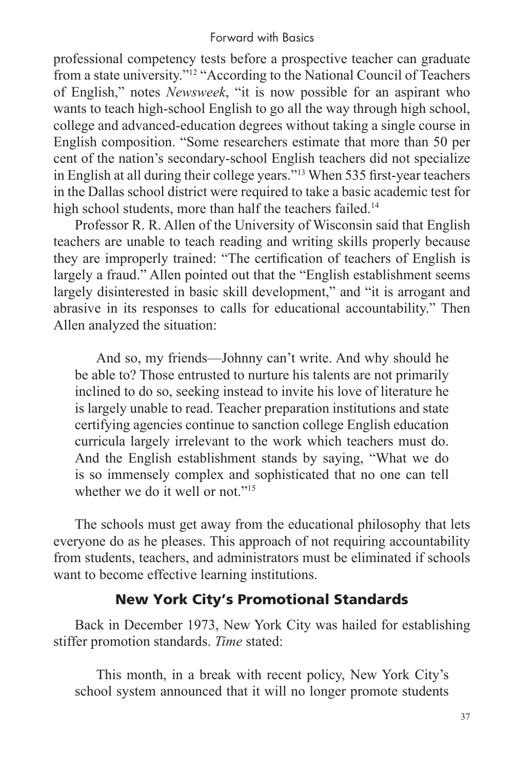professional competency tests before a prospective teacher can graduate from a state university."[12] "According to the National Council of Teachers of English," notes *Newsweek*, "it is now possible for an aspirant who wants to teach high-school English to go all the way through high school, college and advanced-education degrees without taking a single course in English composition. "Some researchers estimate that more than 50 per cent of the nation's secondary-school English teachers did not specialize in English at all during their college years."[13] When 535 first-year teachers in the Dallas school district were required to take a basic academic test for high school students, more than half the teachers failed.[14]

Professor R. R. Allen of the University of Wisconsin said that English teachers are unable to teach reading and writing skills properly because they are improperly trained: "The certification of teachers of English is largely a fraud." Allen pointed out that the "English establishment seems largely disinterested in basic skill development," and "it is arrogant and abrasive in its responses to calls for educational accountability." Then Allen analyzed the situation:

> And so, my friends—Johnny can't write. And why should he be able to? Those entrusted to nurture his talents are not primarily inclined to do so, seeking instead to invite his love of literature he is largely unable to read. Teacher preparation institutions and state certifying agencies continue to sanction college English education curricula largely irrelevant to the work which teachers must do. And the English establishment stands by saying, "What we do is so immensely complex and sophisticated that no one can tell whether we do it well or not."[15]

The schools must get away from the educational philosophy that lets everyone do as he pleases. This approach of not requiring accountability from students, teachers, and administrators must be eliminated if schools want to become effective learning institutions.

## New York City's Promotional Standards

Back in December 1973, New York City was hailed for establishing stiffer promotion standards. *Time* stated:

> This month, in a break with recent policy, New York City's school system announced that it will no longer promote students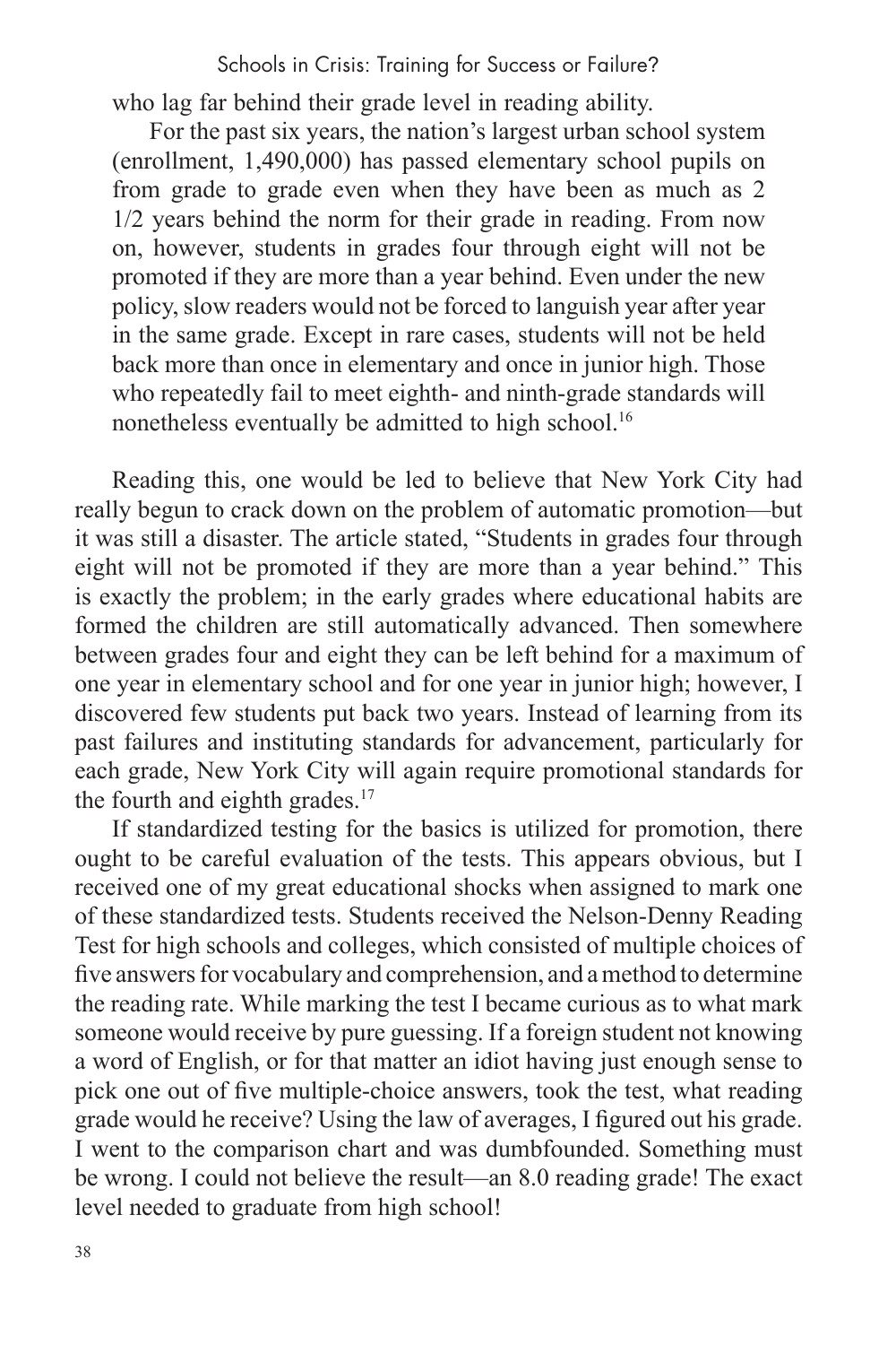who lag far behind their grade level in reading ability.

For the past six years, the nation's largest urban school system (enrollment, 1,490,000) has passed elementary school pupils on from grade to grade even when they have been as much as 2 1/2 years behind the norm for their grade in reading. From now on, however, students in grades four through eight will not be promoted if they are more than a year behind. Even under the new policy, slow readers would not be forced to languish year after year in the same grade. Except in rare cases, students will not be held back more than once in elementary and once in junior high. Those who repeatedly fail to meet eighth- and ninth-grade standards will nonetheless eventually be admitted to high school.[16]

Reading this, one would be led to believe that New York City had really begun to crack down on the problem of automatic promotion—but it was still a disaster. The article stated, "Students in grades four through eight will not be promoted if they are more than a year behind." This is exactly the problem; in the early grades where educational habits are formed the children are still automatically advanced. Then somewhere between grades four and eight they can be left behind for a maximum of one year in elementary school and for one year in junior high; however, I discovered few students put back two years. Instead of learning from its past failures and instituting standards for advancement, particularly for each grade, New York City will again require promotional standards for the fourth and eighth grades.[17]

If standardized testing for the basics is utilized for promotion, there ought to be careful evaluation of the tests. This appears obvious, but I received one of my great educational shocks when assigned to mark one of these standardized tests. Students received the Nelson-Denny Reading Test for high schools and colleges, which consisted of multiple choices of five answers for vocabulary and comprehension, and a method to determine the reading rate. While marking the test I became curious as to what mark someone would receive by pure guessing. If a foreign student not knowing a word of English, or for that matter an idiot having just enough sense to pick one out of five multiple-choice answers, took the test, what reading grade would he receive? Using the law of averages, I figured out his grade. I went to the comparison chart and was dumbfounded. Something must be wrong. I could not believe the result—an 8.0 reading grade! The exact level needed to graduate from high school!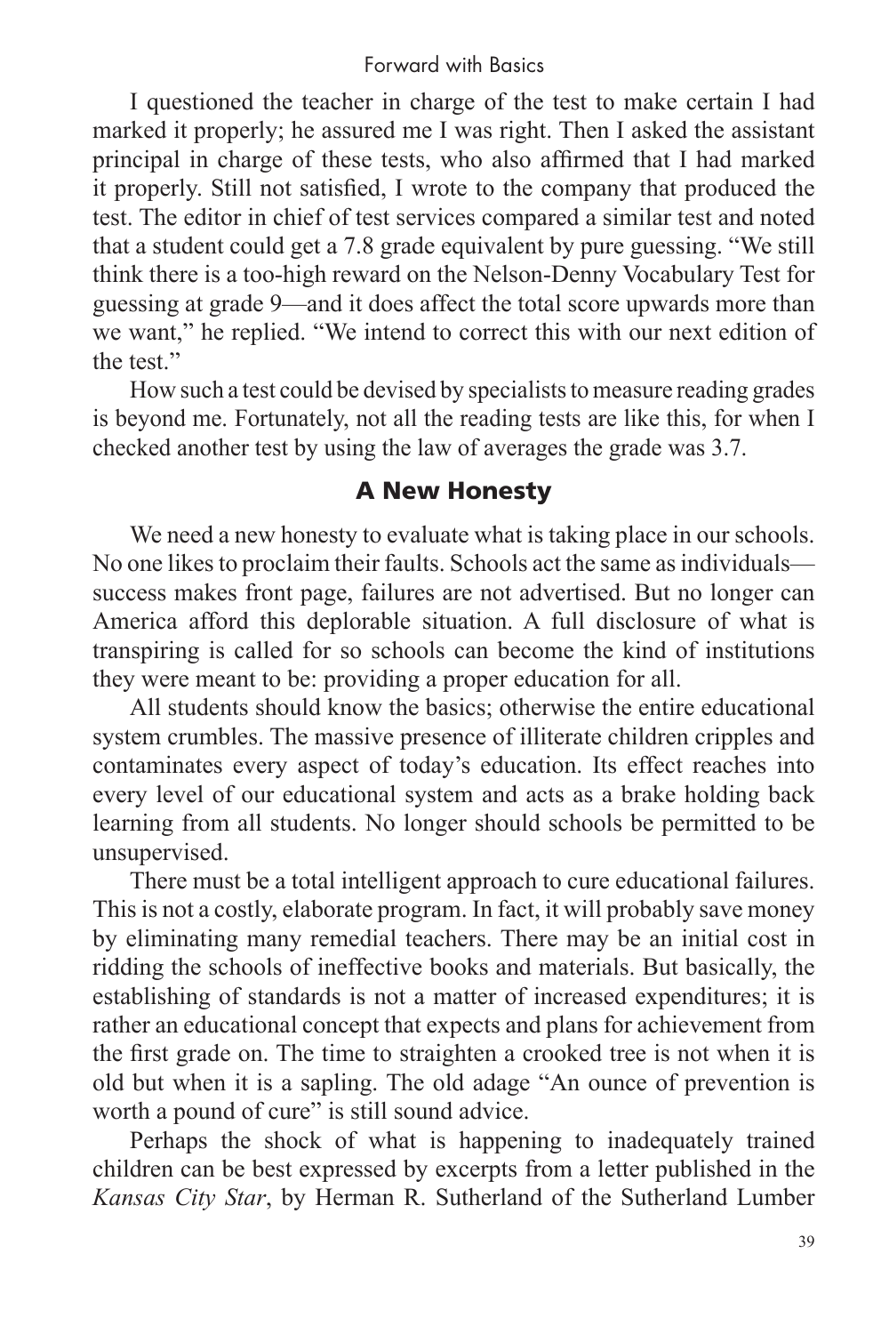I questioned the teacher in charge of the test to make certain I had marked it properly; he assured me I was right. Then I asked the assistant principal in charge of these tests, who also affirmed that I had marked it properly. Still not satisfied, I wrote to the company that produced the test. The editor in chief of test services compared a similar test and noted that a student could get a 7.8 grade equivalent by pure guessing. "We still think there is a too-high reward on the Nelson-Denny Vocabulary Test for guessing at grade 9—and it does affect the total score upwards more than we want," he replied. "We intend to correct this with our next edition of the test."

How such a test could be devised by specialists to measure reading grades is beyond me. Fortunately, not all the reading tests are like this, for when I checked another test by using the law of averages the grade was 3.7.

## A New Honesty

We need a new honesty to evaluate what is taking place in our schools. No one likes to proclaim their faults. Schools act the same as individuals—success makes front page, failures are not advertised. But no longer can America afford this deplorable situation. A full disclosure of what is transpiring is called for so schools can become the kind of institutions they were meant to be: providing a proper education for all.

All students should know the basics; otherwise the entire educational system crumbles. The massive presence of illiterate children cripples and contaminates every aspect of today's education. Its effect reaches into every level of our educational system and acts as a brake holding back learning from all students. No longer should schools be permitted to be unsupervised.

There must be a total intelligent approach to cure educational failures. This is not a costly, elaborate program. In fact, it will probably save money by eliminating many remedial teachers. There may be an initial cost in ridding the schools of ineffective books and materials. But basically, the establishing of standards is not a matter of increased expenditures; it is rather an educational concept that expects and plans for achievement from the first grade on. The time to straighten a crooked tree is not when it is old but when it is a sapling. The old adage "An ounce of prevention is worth a pound of cure" is still sound advice.

Perhaps the shock of what is happening to inadequately trained children can be best expressed by excerpts from a letter published in the *Kansas City Star*, by Herman R. Sutherland of the Sutherland Lumber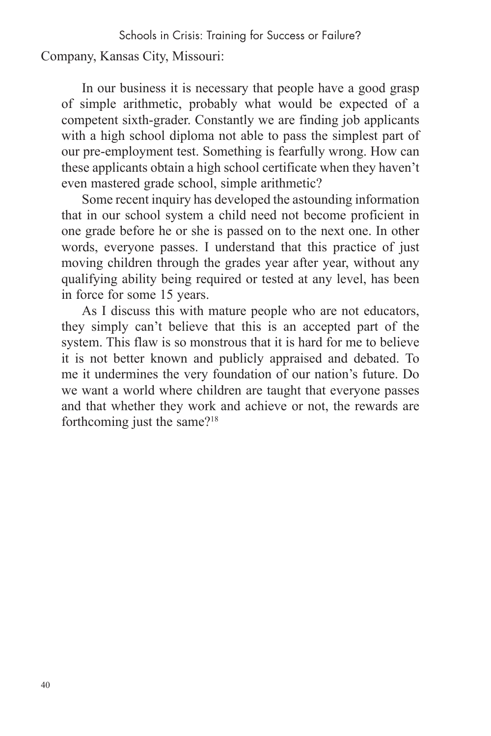Company, Kansas City, Missouri:

> In our business it is necessary that people have a good grasp of simple arithmetic, probably what would be expected of a competent sixth-grader. Constantly we are finding job applicants with a high school diploma not able to pass the simplest part of our pre-employment test. Something is fearfully wrong. How can these applicants obtain a high school certificate when they haven't even mastered grade school, simple arithmetic?
>
> Some recent inquiry has developed the astounding information that in our school system a child need not become proficient in one grade before he or she is passed on to the next one. In other words, everyone passes. I understand that this practice of just moving children through the grades year after year, without any qualifying ability being required or tested at any level, has been in force for some 15 years.
>
> As I discuss this with mature people who are not educators, they simply can't believe that this is an accepted part of the system. This flaw is so monstrous that it is hard for me to believe it is not better known and publicly appraised and debated. To me it undermines the very foundation of our nation's future. Do we want a world where children are taught that everyone passes and that whether they work and achieve or not, the rewards are forthcoming just the same?[18]